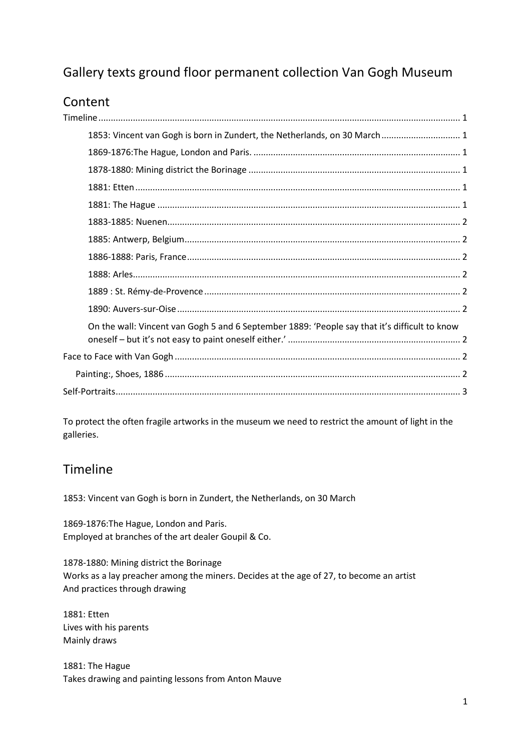# Gallery texts ground floor permanent collection Van Gogh Museum

## Content

Timeline ........ 1
- 1853: Vincent van Gogh is born in Zundert, the Netherlands, on 30 March ........ 1
- 1869-1876:The Hague, London and Paris. ........ 1
- 1878-1880: Mining district the Borinage ........ 1
- 1881: Etten ........ 1
- 1881: The Hague ........ 1
- 1883-1885: Nuenen ........ 2
- 1885: Antwerp, Belgium ........ 2
- 1886-1888: Paris, France ........ 2
- 1888: Arles ........ 2
- 1889 : St. Rémy-de-Provence ........ 2
- 1890: Auvers-sur-Oise ........ 2
- On the wall: Vincent van Gogh 5 and 6 September 1889: 'People say that it's difficult to know oneself – but it's not easy to paint oneself either.' ........ 2

Face to Face with Van Gogh ........ 2
- Painting:, Shoes, 1886 ........ 2

Self-Portraits ........ 3

To protect the often fragile artworks in the museum we need to restrict the amount of light in the galleries.

## Timeline

1853: Vincent van Gogh is born in Zundert, the Netherlands, on 30 March

1869-1876:The Hague, London and Paris.
Employed at branches of the art dealer Goupil & Co.

1878-1880: Mining district the Borinage
Works as a lay preacher among the miners. Decides at the age of 27, to become an artist
And practices through drawing

1881: Etten
Lives with his parents
Mainly draws

1881: The Hague
Takes drawing and painting lessons from Anton Mauve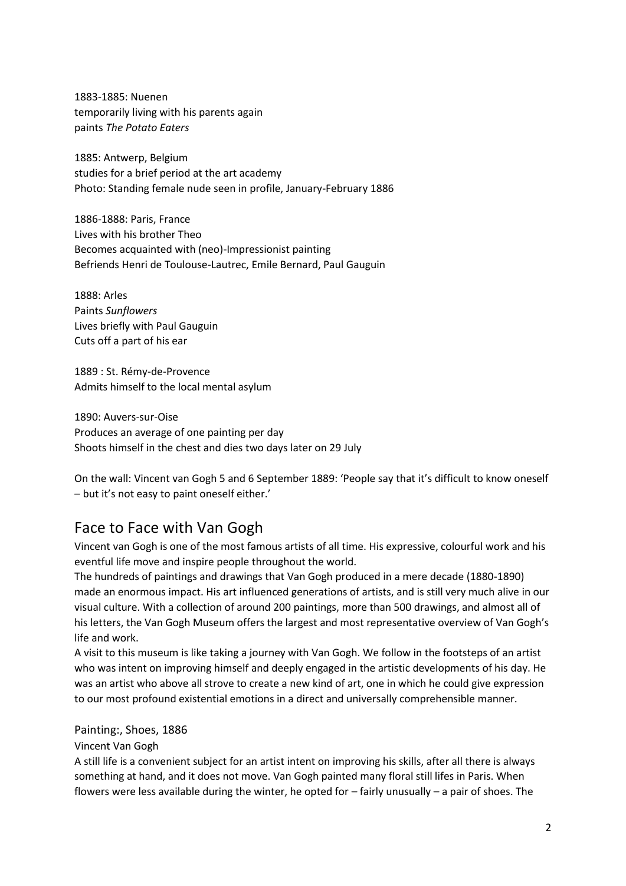1883-1885: Nuenen
temporarily living with his parents again
paints *The Potato Eaters*

1885: Antwerp, Belgium
studies for a brief period at the art academy
Photo: Standing female nude seen in profile, January-February 1886

1886-1888: Paris, France
Lives with his brother Theo
Becomes acquainted with (neo)-Impressionist painting
Befriends Henri de Toulouse-Lautrec, Emile Bernard, Paul Gauguin

1888: Arles
Paints *Sunflowers*
Lives briefly with Paul Gauguin
Cuts off a part of his ear

1889 : St. Rémy-de-Provence
Admits himself to the local mental asylum

1890: Auvers-sur-Oise
Produces an average of one painting per day
Shoots himself in the chest and dies two days later on 29 July

On the wall: Vincent van Gogh 5 and 6 September 1889: 'People say that it's difficult to know oneself – but it's not easy to paint oneself either.'

## Face to Face with Van Gogh

Vincent van Gogh is one of the most famous artists of all time. His expressive, colourful work and his eventful life move and inspire people throughout the world.
The hundreds of paintings and drawings that Van Gogh produced in a mere decade (1880-1890) made an enormous impact. His art influenced generations of artists, and is still very much alive in our visual culture. With a collection of around 200 paintings, more than 500 drawings, and almost all of his letters, the Van Gogh Museum offers the largest and most representative overview of Van Gogh's life and work.
A visit to this museum is like taking a journey with Van Gogh. We follow in the footsteps of an artist who was intent on improving himself and deeply engaged in the artistic developments of his day. He was an artist who above all strove to create a new kind of art, one in which he could give expression to our most profound existential emotions in a direct and universally comprehensible manner.

### Painting:, Shoes, 1886

Vincent Van Gogh

A still life is a convenient subject for an artist intent on improving his skills, after all there is always something at hand, and it does not move. Van Gogh painted many floral still lifes in Paris. When flowers were less available during the winter, he opted for – fairly unusually – a pair of shoes. The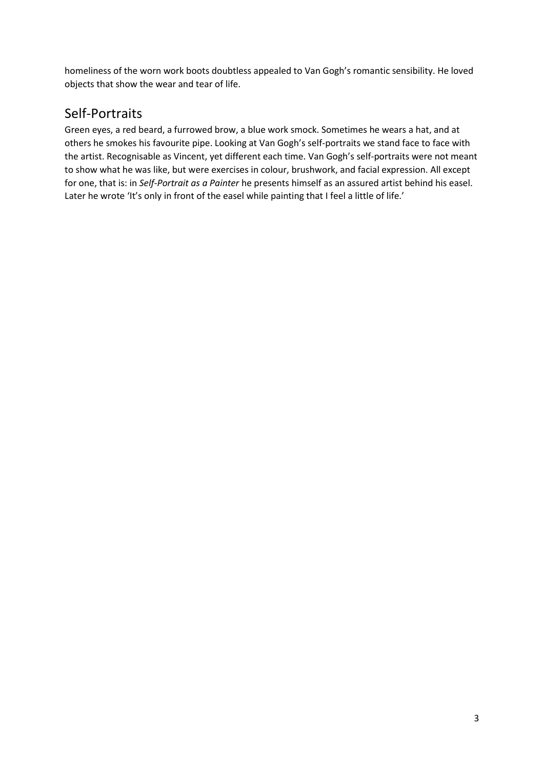homeliness of the worn work boots doubtless appealed to Van Gogh's romantic sensibility. He loved objects that show the wear and tear of life.

## Self-Portraits

Green eyes, a red beard, a furrowed brow, a blue work smock. Sometimes he wears a hat, and at others he smokes his favourite pipe. Looking at Van Gogh's self-portraits we stand face to face with the artist. Recognisable as Vincent, yet different each time. Van Gogh's self-portraits were not meant to show what he was like, but were exercises in colour, brushwork, and facial expression. All except for one, that is: in *Self-Portrait as a Painter* he presents himself as an assured artist behind his easel. Later he wrote 'It's only in front of the easel while painting that I feel a little of life.'